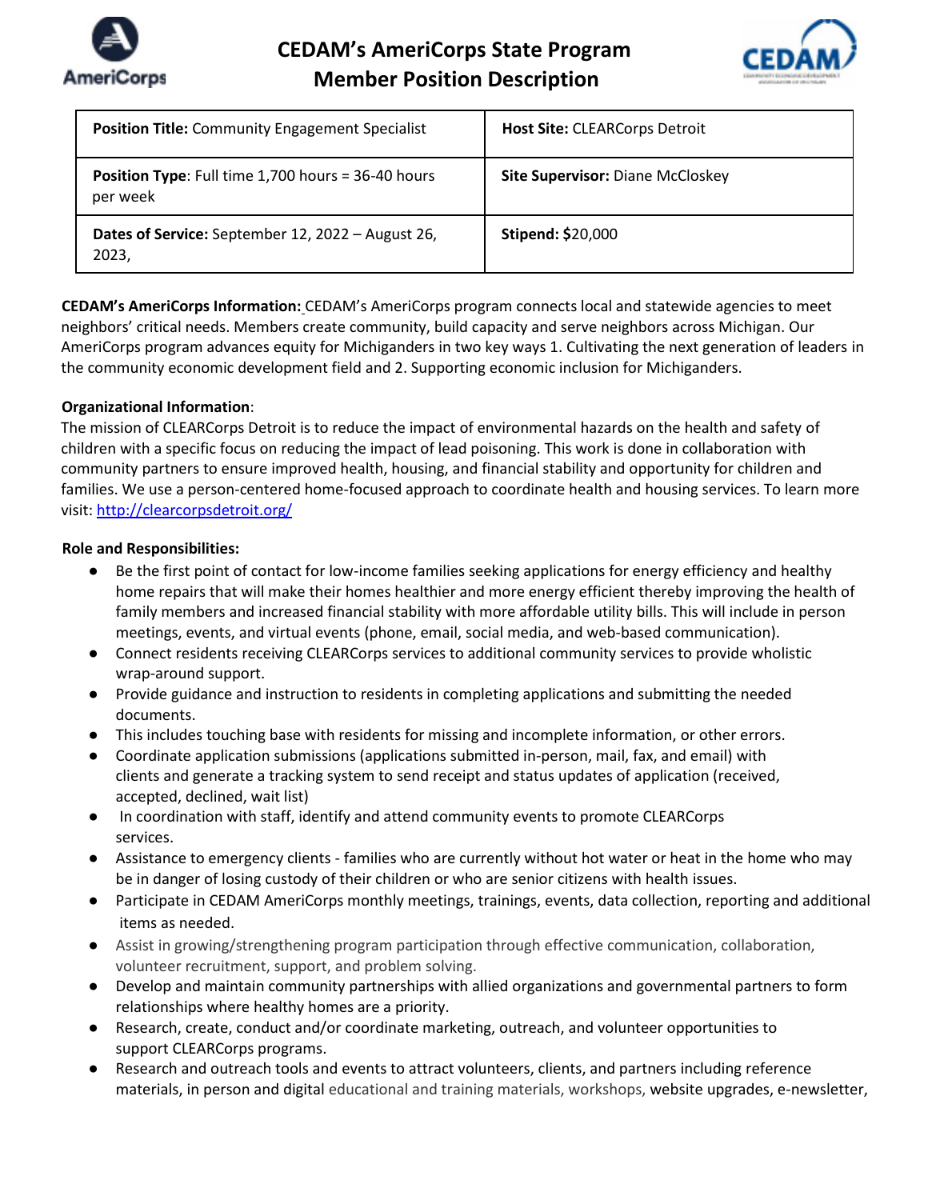# CEDAM's AmeriCorps State Program
## Member Position Description

| **Position Title:** Community Engagement Specialist | **Host Site:** CLEARCorps Detroit |
|---|---|
| **Position Type**: Full time 1,700 hours = 36-40 hours per week | **Site Supervisor:** Diane McCloskey |
| **Dates of Service:** September 12, 2022 – August 26, 2023, | **Stipend: $**20,000 |

**CEDAM's AmeriCorps Information:** CEDAM's AmeriCorps program connects local and statewide agencies to meet neighbors' critical needs. Members create community, build capacity and serve neighbors across Michigan. Our AmeriCorps program advances equity for Michiganders in two key ways 1. Cultivating the next generation of leaders in the community economic development field and 2. Supporting economic inclusion for Michiganders.

**Organizational Information**:
The mission of CLEARCorps Detroit is to reduce the impact of environmental hazards on the health and safety of children with a specific focus on reducing the impact of lead poisoning. This work is done in collaboration with community partners to ensure improved health, housing, and financial stability and opportunity for children and families. We use a person-centered home-focused approach to coordinate health and housing services. To learn more visit: http://clearcorpsdetroit.org/

**Role and Responsibilities:**

- Be the first point of contact for low-income families seeking applications for energy efficiency and healthy home repairs that will make their homes healthier and more energy efficient thereby improving the health of family members and increased financial stability with more affordable utility bills. This will include in person meetings, events, and virtual events (phone, email, social media, and web-based communication).
- Connect residents receiving CLEARCorps services to additional community services to provide wholistic wrap-around support.
- Provide guidance and instruction to residents in completing applications and submitting the needed documents.
- This includes touching base with residents for missing and incomplete information, or other errors.
- Coordinate application submissions (applications submitted in-person, mail, fax, and email) with clients and generate a tracking system to send receipt and status updates of application (received, accepted, declined, wait list)
- In coordination with staff, identify and attend community events to promote CLEARCorps services.
- Assistance to emergency clients - families who are currently without hot water or heat in the home who may be in danger of losing custody of their children or who are senior citizens with health issues.
- Participate in CEDAM AmeriCorps monthly meetings, trainings, events, data collection, reporting and additional items as needed.
- Assist in growing/strengthening program participation through effective communication, collaboration, volunteer recruitment, support, and problem solving.
- Develop and maintain community partnerships with allied organizations and governmental partners to form relationships where healthy homes are a priority.
- Research, create, conduct and/or coordinate marketing, outreach, and volunteer opportunities to support CLEARCorps programs.
- Research and outreach tools and events to attract volunteers, clients, and partners including reference materials, in person and digital educational and training materials, workshops, website upgrades, e-newsletter,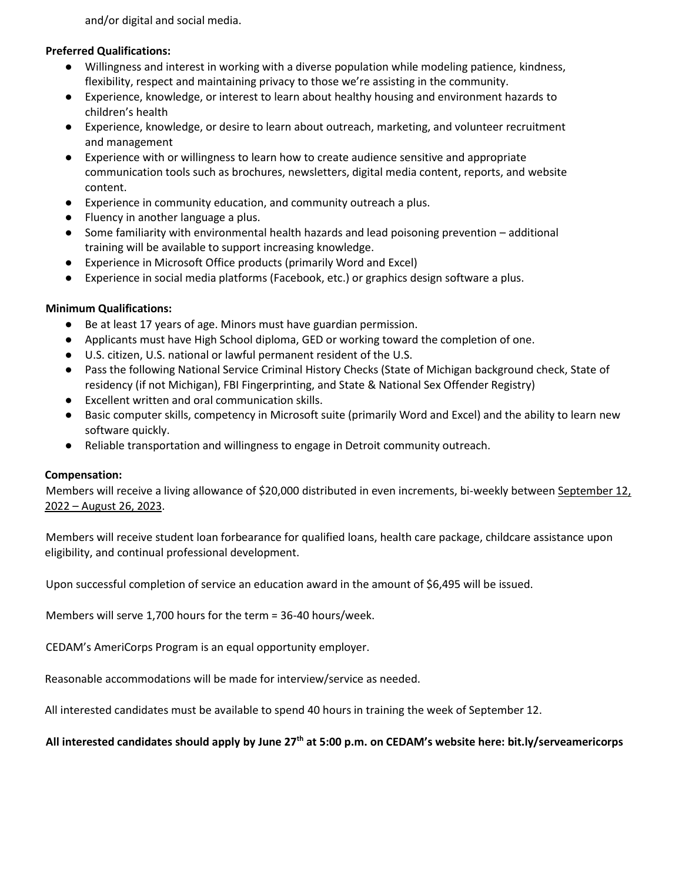and/or digital and social media.

**Preferred Qualifications:**

- Willingness and interest in working with a diverse population while modeling patience, kindness, flexibility, respect and maintaining privacy to those we're assisting in the community.
- Experience, knowledge, or interest to learn about healthy housing and environment hazards to children's health
- Experience, knowledge, or desire to learn about outreach, marketing, and volunteer recruitment and management
- Experience with or willingness to learn how to create audience sensitive and appropriate communication tools such as brochures, newsletters, digital media content, reports, and website content.
- Experience in community education, and community outreach a plus.
- Fluency in another language a plus.
- Some familiarity with environmental health hazards and lead poisoning prevention – additional training will be available to support increasing knowledge.
- Experience in Microsoft Office products (primarily Word and Excel)
- Experience in social media platforms (Facebook, etc.) or graphics design software a plus.

**Minimum Qualifications:**

- Be at least 17 years of age. Minors must have guardian permission.
- Applicants must have High School diploma, GED or working toward the completion of one.
- U.S. citizen, U.S. national or lawful permanent resident of the U.S.
- Pass the following National Service Criminal History Checks (State of Michigan background check, State of residency (if not Michigan), FBI Fingerprinting, and State & National Sex Offender Registry)
- Excellent written and oral communication skills.
- Basic computer skills, competency in Microsoft suite (primarily Word and Excel) and the ability to learn new software quickly.
- Reliable transportation and willingness to engage in Detroit community outreach.

**Compensation:**

Members will receive a living allowance of $20,000 distributed in even increments, bi-weekly between September 12, 2022 – August 26, 2023.

Members will receive student loan forbearance for qualified loans, health care package, childcare assistance upon eligibility, and continual professional development.

Upon successful completion of service an education award in the amount of $6,495 will be issued.

Members will serve 1,700 hours for the term = 36-40 hours/week.

CEDAM's AmeriCorps Program is an equal opportunity employer.

Reasonable accommodations will be made for interview/service as needed.

All interested candidates must be available to spend 40 hours in training the week of September 12.

**All interested candidates should apply by June 27th at 5:00 p.m. on CEDAM's website here: bit.ly/serveamericorps**